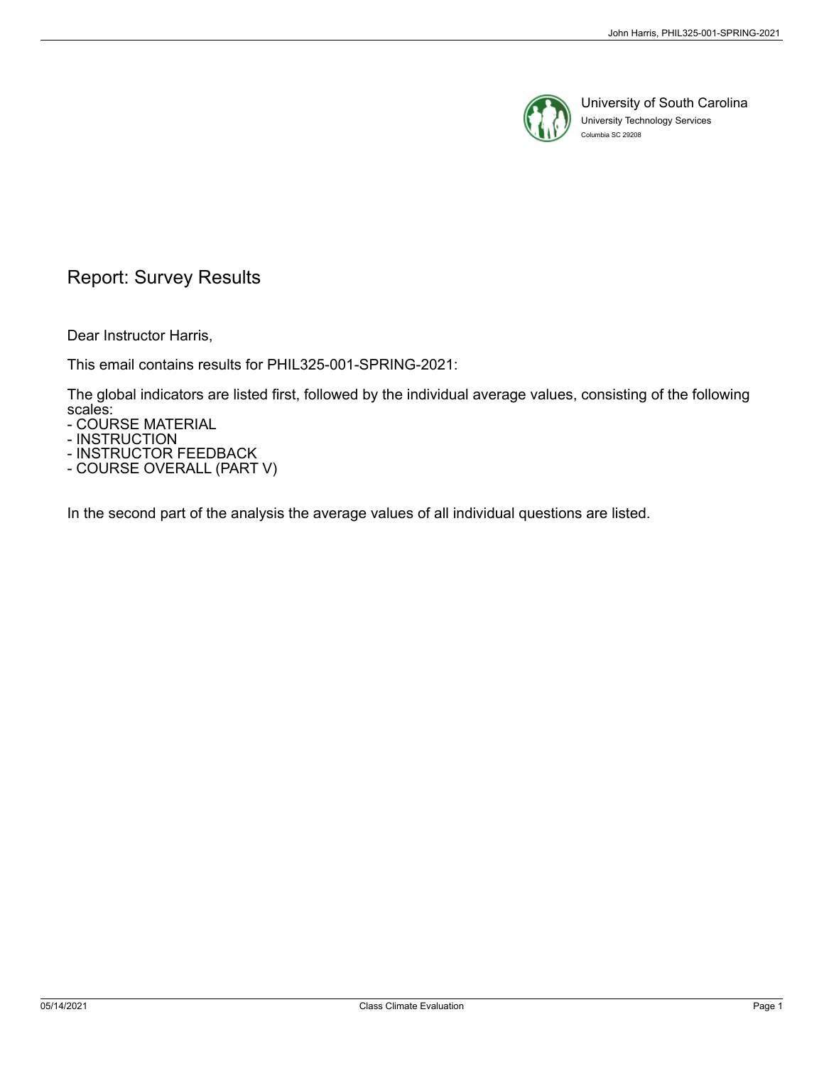University of South Carolina
University Technology Services
Columbia SC 29208

# Report: Survey Results

Dear Instructor Harris,

This email contains results for PHIL325-001-SPRING-2021:

The global indicators are listed first, followed by the individual average values, consisting of the following scales:
- COURSE MATERIAL
- INSTRUCTION
- INSTRUCTOR FEEDBACK
- COURSE OVERALL (PART V)

In the second part of the analysis the average values of all individual questions are listed.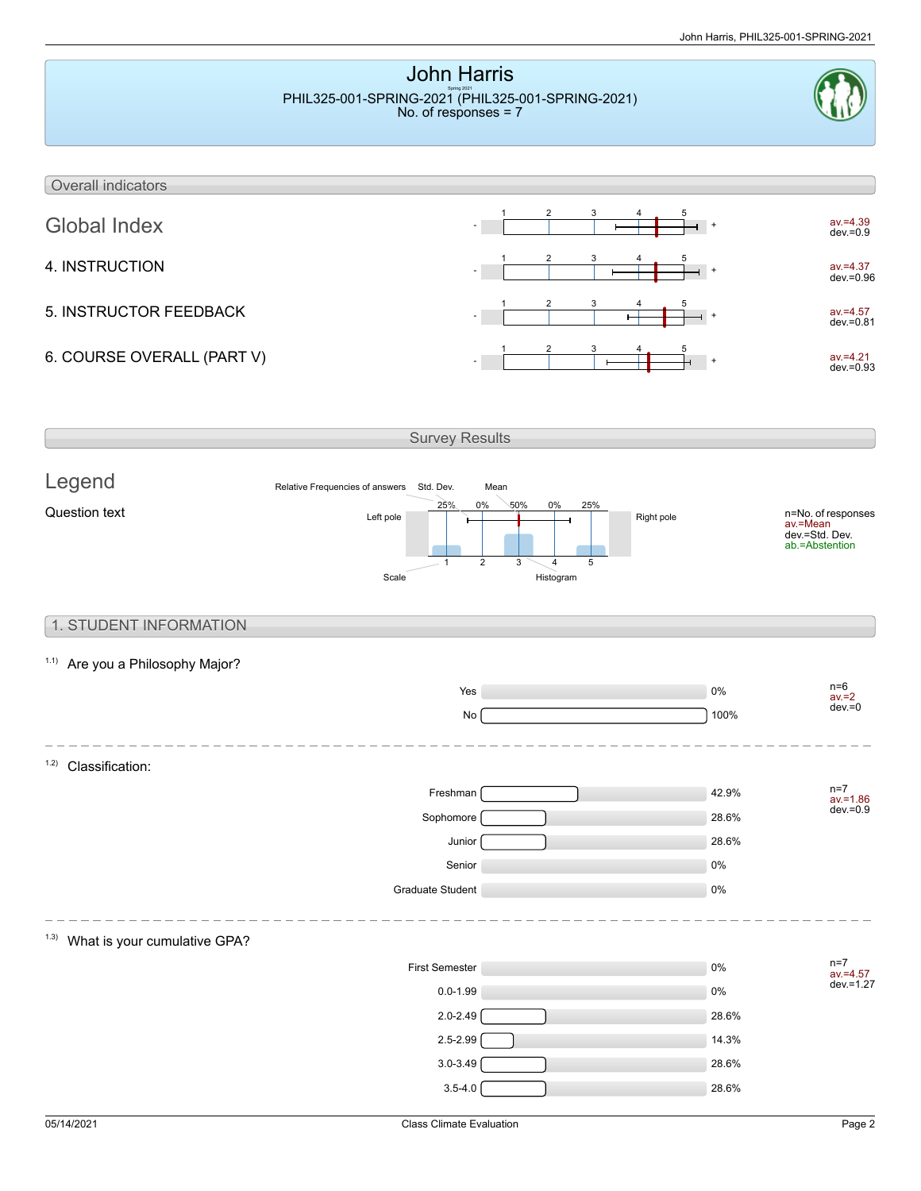# John Harris

Spring 2021

PHIL325-001-SPRING-2021 (PHIL325-001-SPRING-2021)

No. of responses = 7

## Overall indicators

| Indicator | Statistics |
|---|---|
| Global Index | av.=4.39, dev.=0.9 |
| 4. INSTRUCTION | av.=4.37, dev.=0.96 |
| 5. INSTRUCTOR FEEDBACK | av.=4.57, dev.=0.81 |
| 6. COURSE OVERALL (PART V) | av.=4.21, dev.=0.93 |

## Survey Results

### Legend

Question text

Relative Frequencies of answers, Std. Dev., Mean, Left pole, Right pole, Scale, Histogram

n=No. of responses
av.=Mean
dev.=Std. Dev.
ab.=Abstention

## 1. STUDENT INFORMATION

### 1.1) Are you a Philosophy Major?

| Answer | % |
|---|---|
| Yes | 0% |
| No | 100% |

n=6
av.=2
dev.=0

### 1.2) Classification:

| Answer | % |
|---|---|
| Freshman | 42.9% |
| Sophomore | 28.6% |
| Junior | 28.6% |
| Senior | 0% |
| Graduate Student | 0% |

n=7
av.=1.86
dev.=0.9

### 1.3) What is your cumulative GPA?

| Answer | % |
|---|---|
| First Semester | 0% |
| 0.0-1.99 | 0% |
| 2.0-2.49 | 28.6% |
| 2.5-2.99 | 14.3% |
| 3.0-3.49 | 28.6% |
| 3.5-4.0 | 28.6% |

n=7
av.=4.57
dev.=1.27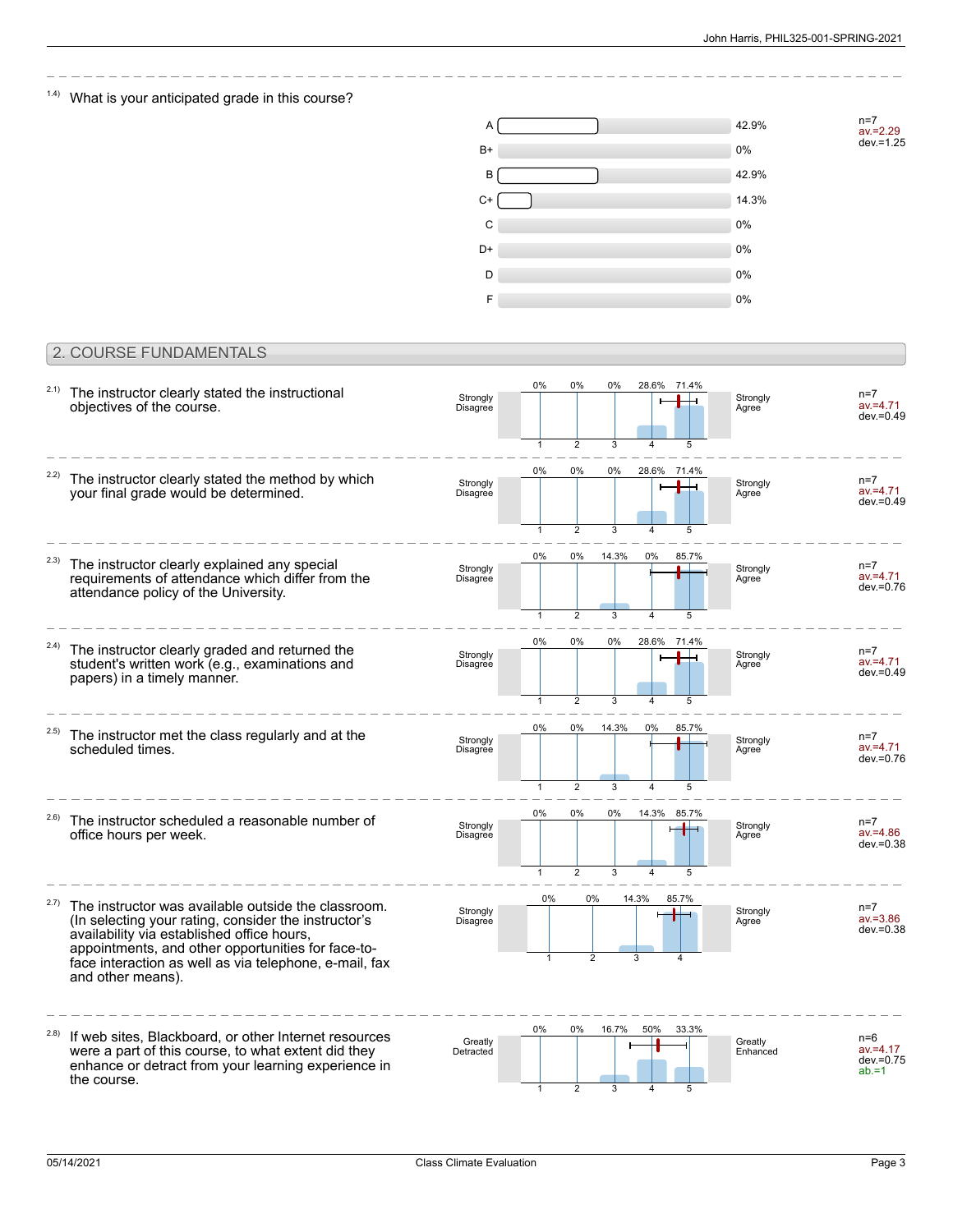1.4) What is your anticipated grade in this course?

| Grade | Percentage |
|---|---|
| A | 42.9% |
| B+ | 0% |
| B | 42.9% |
| C+ | 14.3% |
| C | 0% |
| D+ | 0% |
| D | 0% |
| F | 0% |

n=7
av.=2.29
dev.=1.25

## 2. COURSE FUNDAMENTALS

2.1) The instructor clearly stated the instructional objectives of the course.

| Strongly Disagree | 1 | 2 | 3 | 4 | 5 | Strongly Agree |
|---|---|---|---|---|---|---|
| | 0% | 0% | 0% | 28.6% | 71.4% | |

n=7
av.=4.71
dev.=0.49

2.2) The instructor clearly stated the method by which your final grade would be determined.

| Strongly Disagree | 1 | 2 | 3 | 4 | 5 | Strongly Agree |
|---|---|---|---|---|---|---|
| | 0% | 0% | 0% | 28.6% | 71.4% | |

n=7
av.=4.71
dev.=0.49

2.3) The instructor clearly explained any special requirements of attendance which differ from the attendance policy of the University.

| Strongly Disagree | 1 | 2 | 3 | 4 | 5 | Strongly Agree |
|---|---|---|---|---|---|---|
| | 0% | 0% | 14.3% | 0% | 85.7% | |

n=7
av.=4.71
dev.=0.76

2.4) The instructor clearly graded and returned the student's written work (e.g., examinations and papers) in a timely manner.

| Strongly Disagree | 1 | 2 | 3 | 4 | 5 | Strongly Agree |
|---|---|---|---|---|---|---|
| | 0% | 0% | 0% | 28.6% | 71.4% | |

n=7
av.=4.71
dev.=0.49

2.5) The instructor met the class regularly and at the scheduled times.

| Strongly Disagree | 1 | 2 | 3 | 4 | 5 | Strongly Agree |
|---|---|---|---|---|---|---|
| | 0% | 0% | 14.3% | 0% | 85.7% | |

n=7
av.=4.71
dev.=0.76

2.6) The instructor scheduled a reasonable number of office hours per week.

| Strongly Disagree | 1 | 2 | 3 | 4 | 5 | Strongly Agree |
|---|---|---|---|---|---|---|
| | 0% | 0% | 0% | 14.3% | 85.7% | |

n=7
av.=4.86
dev.=0.38

2.7) The instructor was available outside the classroom. (In selecting your rating, consider the instructor's availability via established office hours, appointments, and other opportunities for face-to-face interaction as well as via telephone, e-mail, fax and other means).

| Strongly Disagree | 1 | 2 | 3 | 4 | Strongly Agree |
|---|---|---|---|---|---|
| | 0% | 0% | 14.3% | 85.7% | |

n=7
av.=3.86
dev.=0.38

2.8) If web sites, Blackboard, or other Internet resources were a part of this course, to what extent did they enhance or detract from your learning experience in the course.

| Greatly Detracted | 1 | 2 | 3 | 4 | 5 | Greatly Enhanced |
|---|---|---|---|---|---|---|
| | 0% | 0% | 16.7% | 50% | 33.3% | |

n=6
av.=4.17
dev.=0.75
ab.=1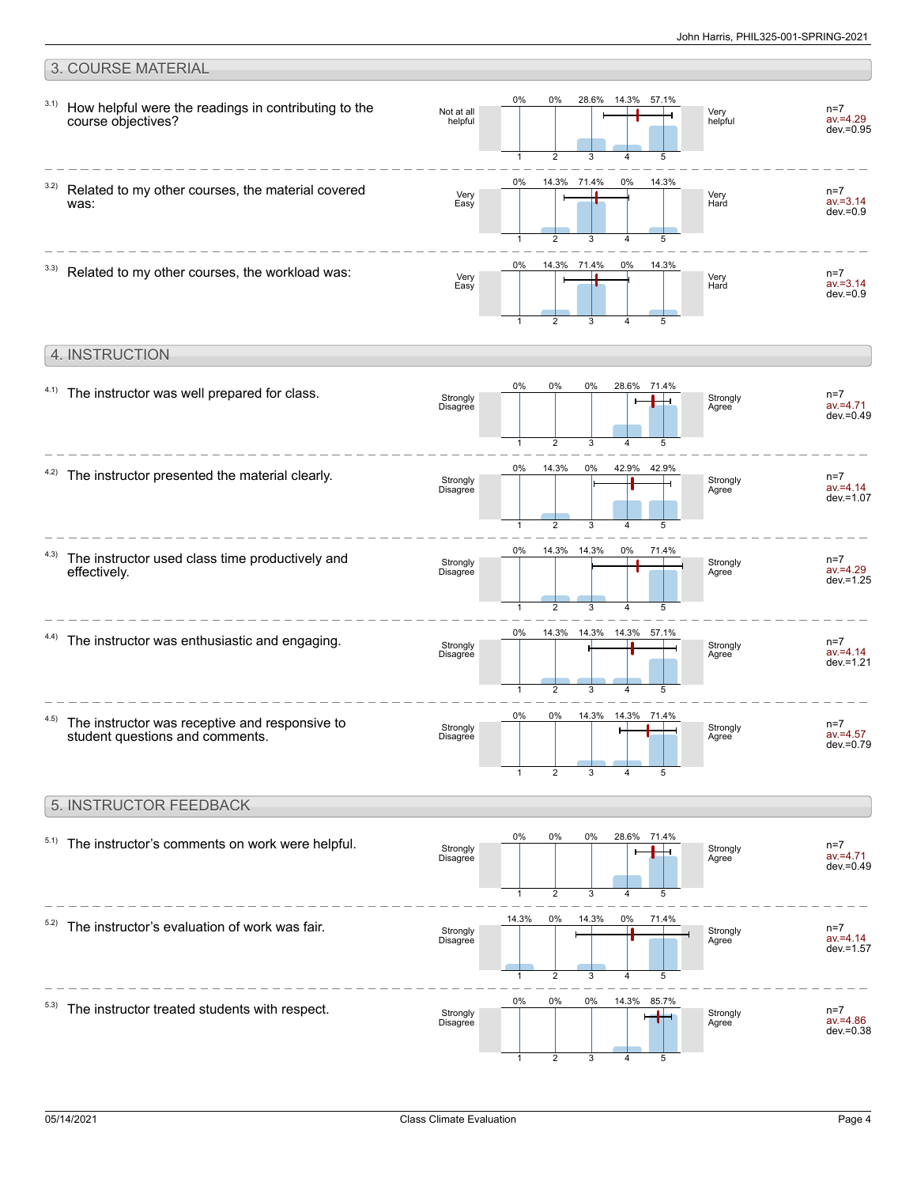## 3. COURSE MATERIAL

**3.1) How helpful were the readings in contributing to the course objectives?**

| Not at all helpful | 1 | 2 | 3 | 4 | 5 | Very helpful | |
|---|---|---|---|---|---|---|---|
| | 0% | 0% | 28.6% | 14.3% | 57.1% | | n=7, av.=4.29, dev.=0.95 |

**3.2) Related to my other courses, the material covered was:**

| Very Easy | 1 | 2 | 3 | 4 | 5 | Very Hard | |
|---|---|---|---|---|---|---|---|
| | 0% | 14.3% | 71.4% | 0% | 14.3% | | n=7, av.=3.14, dev.=0.9 |

**3.3) Related to my other courses, the workload was:**

| Very Easy | 1 | 2 | 3 | 4 | 5 | Very Hard | |
|---|---|---|---|---|---|---|---|
| | 0% | 14.3% | 71.4% | 0% | 14.3% | | n=7, av.=3.14, dev.=0.9 |

## 4. INSTRUCTION

**4.1) The instructor was well prepared for class.**

| Strongly Disagree | 1 | 2 | 3 | 4 | 5 | Strongly Agree | |
|---|---|---|---|---|---|---|---|
| | 0% | 0% | 0% | 28.6% | 71.4% | | n=7, av.=4.71, dev.=0.49 |

**4.2) The instructor presented the material clearly.**

| Strongly Disagree | 1 | 2 | 3 | 4 | 5 | Strongly Agree | |
|---|---|---|---|---|---|---|---|
| | 0% | 14.3% | 0% | 42.9% | 42.9% | | n=7, av.=4.14, dev.=1.07 |

**4.3) The instructor used class time productively and effectively.**

| Strongly Disagree | 1 | 2 | 3 | 4 | 5 | Strongly Agree | |
|---|---|---|---|---|---|---|---|
| | 0% | 14.3% | 14.3% | 0% | 71.4% | | n=7, av.=4.29, dev.=1.25 |

**4.4) The instructor was enthusiastic and engaging.**

| Strongly Disagree | 1 | 2 | 3 | 4 | 5 | Strongly Agree | |
|---|---|---|---|---|---|---|---|
| | 0% | 14.3% | 14.3% | 14.3% | 57.1% | | n=7, av.=4.14, dev.=1.21 |

**4.5) The instructor was receptive and responsive to student questions and comments.**

| Strongly Disagree | 1 | 2 | 3 | 4 | 5 | Strongly Agree | |
|---|---|---|---|---|---|---|---|
| | 0% | 0% | 14.3% | 14.3% | 71.4% | | n=7, av.=4.57, dev.=0.79 |

## 5. INSTRUCTOR FEEDBACK

**5.1) The instructor's comments on work were helpful.**

| Strongly Disagree | 1 | 2 | 3 | 4 | 5 | Strongly Agree | |
|---|---|---|---|---|---|---|---|
| | 0% | 0% | 0% | 28.6% | 71.4% | | n=7, av.=4.71, dev.=0.49 |

**5.2) The instructor's evaluation of work was fair.**

| Strongly Disagree | 1 | 2 | 3 | 4 | 5 | Strongly Agree | |
|---|---|---|---|---|---|---|---|
| | 14.3% | 0% | 14.3% | 0% | 71.4% | | n=7, av.=4.14, dev.=1.57 |

**5.3) The instructor treated students with respect.**

| Strongly Disagree | 1 | 2 | 3 | 4 | 5 | Strongly Agree | |
|---|---|---|---|---|---|---|---|
| | 0% | 0% | 0% | 14.3% | 85.7% | | n=7, av.=4.86, dev.=0.38 |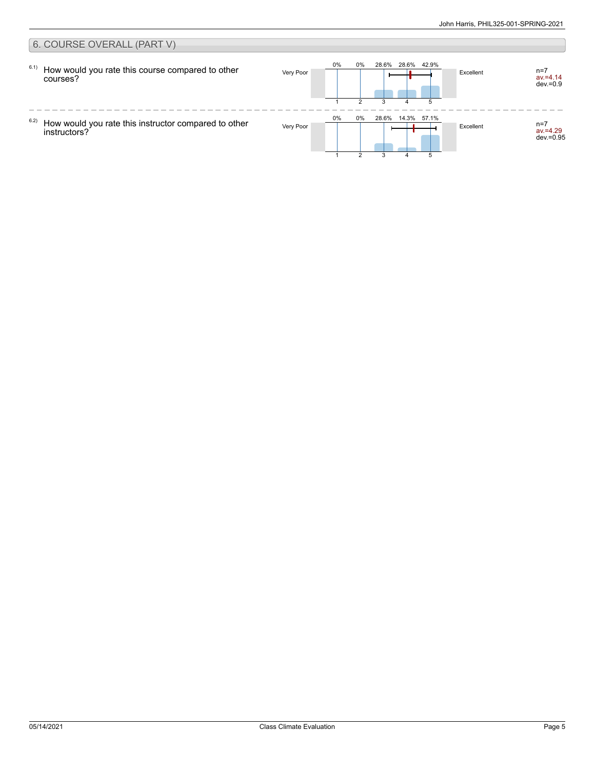## 6. COURSE OVERALL (PART V)

6.1) How would you rate this course compared to other courses?

| Very Poor | 1 | 2 | 3 | 4 | 5 | Excellent | Statistics |
|---|---|---|---|---|---|---|---|
| | 0% | 0% | 28.6% | 28.6% | 42.9% | | n=7 av.=4.14 dev.=0.9 |

6.2) How would you rate this instructor compared to other instructors?

| Very Poor | 1 | 2 | 3 | 4 | 5 | Excellent | Statistics |
|---|---|---|---|---|---|---|---|
| | 0% | 0% | 28.6% | 14.3% | 57.1% | | n=7 av.=4.29 dev.=0.95 |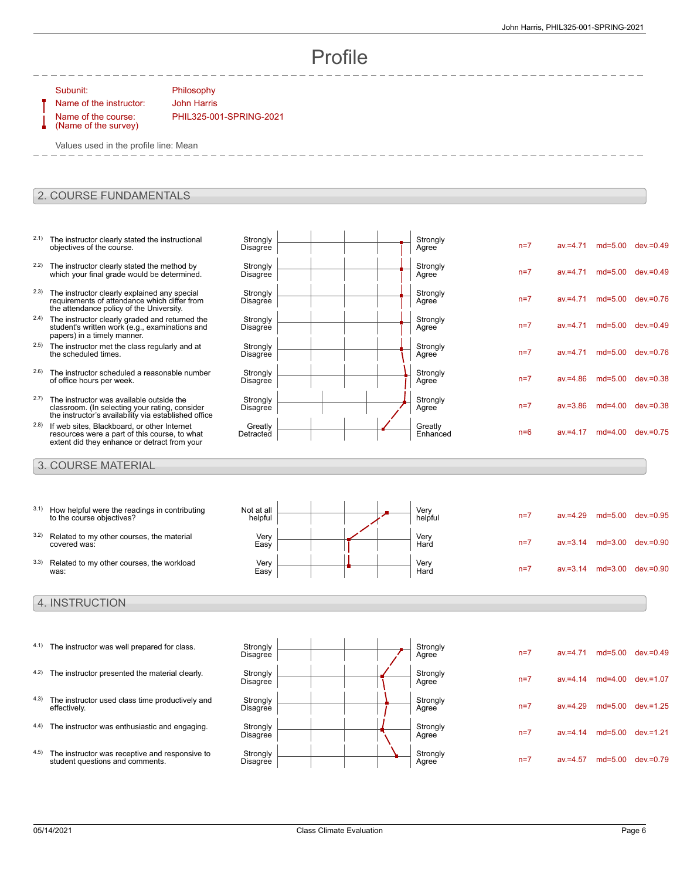# Profile

| | |
|---|---|
| Subunit: | Philosophy |
| Name of the instructor: | John Harris |
| Name of the course: (Name of the survey) | PHIL325-001-SPRING-2021 |

Values used in the profile line: Mean

## 2. COURSE FUNDAMENTALS

| | Question | Left pole | Right pole | n | av. | md | dev. |
|---|---|---|---|---|---|---|---|
| 2.1) | The instructor clearly stated the instructional objectives of the course. | Strongly Disagree | Strongly Agree | n=7 | av.=4.71 | md=5.00 | dev.=0.49 |
| 2.2) | The instructor clearly stated the method by which your final grade would be determined. | Strongly Disagree | Strongly Agree | n=7 | av.=4.71 | md=5.00 | dev.=0.49 |
| 2.3) | The instructor clearly explained any special requirements of attendance which differ from the attendance policy of the University. | Strongly Disagree | Strongly Agree | n=7 | av.=4.71 | md=5.00 | dev.=0.76 |
| 2.4) | The instructor clearly graded and returned the student's written work (e.g., examinations and papers) in a timely manner. | Strongly Disagree | Strongly Agree | n=7 | av.=4.71 | md=5.00 | dev.=0.49 |
| 2.5) | The instructor met the class regularly and at the scheduled times. | Strongly Disagree | Strongly Agree | n=7 | av.=4.71 | md=5.00 | dev.=0.76 |
| 2.6) | The instructor scheduled a reasonable number of office hours per week. | Strongly Disagree | Strongly Agree | n=7 | av.=4.86 | md=5.00 | dev.=0.38 |
| 2.7) | The instructor was available outside the classroom. (In selecting your rating, consider the instructor's availability via established office | Strongly Disagree | Strongly Agree | n=7 | av.=3.86 | md=4.00 | dev.=0.38 |
| 2.8) | If web sites, Blackboard, or other Internet resources were a part of this course, to what extent did they enhance or detract from your | Greatly Detracted | Greatly Enhanced | n=6 | av.=4.17 | md=4.00 | dev.=0.75 |

## 3. COURSE MATERIAL

| | Question | Left pole | Right pole | n | av. | md | dev. |
|---|---|---|---|---|---|---|---|
| 3.1) | How helpful were the readings in contributing to the course objectives? | Not at all helpful | Very helpful | n=7 | av.=4.29 | md=5.00 | dev.=0.95 |
| 3.2) | Related to my other courses, the material covered was: | Very Easy | Very Hard | n=7 | av.=3.14 | md=3.00 | dev.=0.90 |
| 3.3) | Related to my other courses, the workload was: | Very Easy | Very Hard | n=7 | av.=3.14 | md=3.00 | dev.=0.90 |

## 4. INSTRUCTION

| | Question | Left pole | Right pole | n | av. | md | dev. |
|---|---|---|---|---|---|---|---|
| 4.1) | The instructor was well prepared for class. | Strongly Disagree | Strongly Agree | n=7 | av.=4.71 | md=5.00 | dev.=0.49 |
| 4.2) | The instructor presented the material clearly. | Strongly Disagree | Strongly Agree | n=7 | av.=4.14 | md=4.00 | dev.=1.07 |
| 4.3) | The instructor used class time productively and effectively. | Strongly Disagree | Strongly Agree | n=7 | av.=4.29 | md=5.00 | dev.=1.25 |
| 4.4) | The instructor was enthusiastic and engaging. | Strongly Disagree | Strongly Agree | n=7 | av.=4.14 | md=5.00 | dev.=1.21 |
| 4.5) | The instructor was receptive and responsive to student questions and comments. | Strongly Disagree | Strongly Agree | n=7 | av.=4.57 | md=5.00 | dev.=0.79 |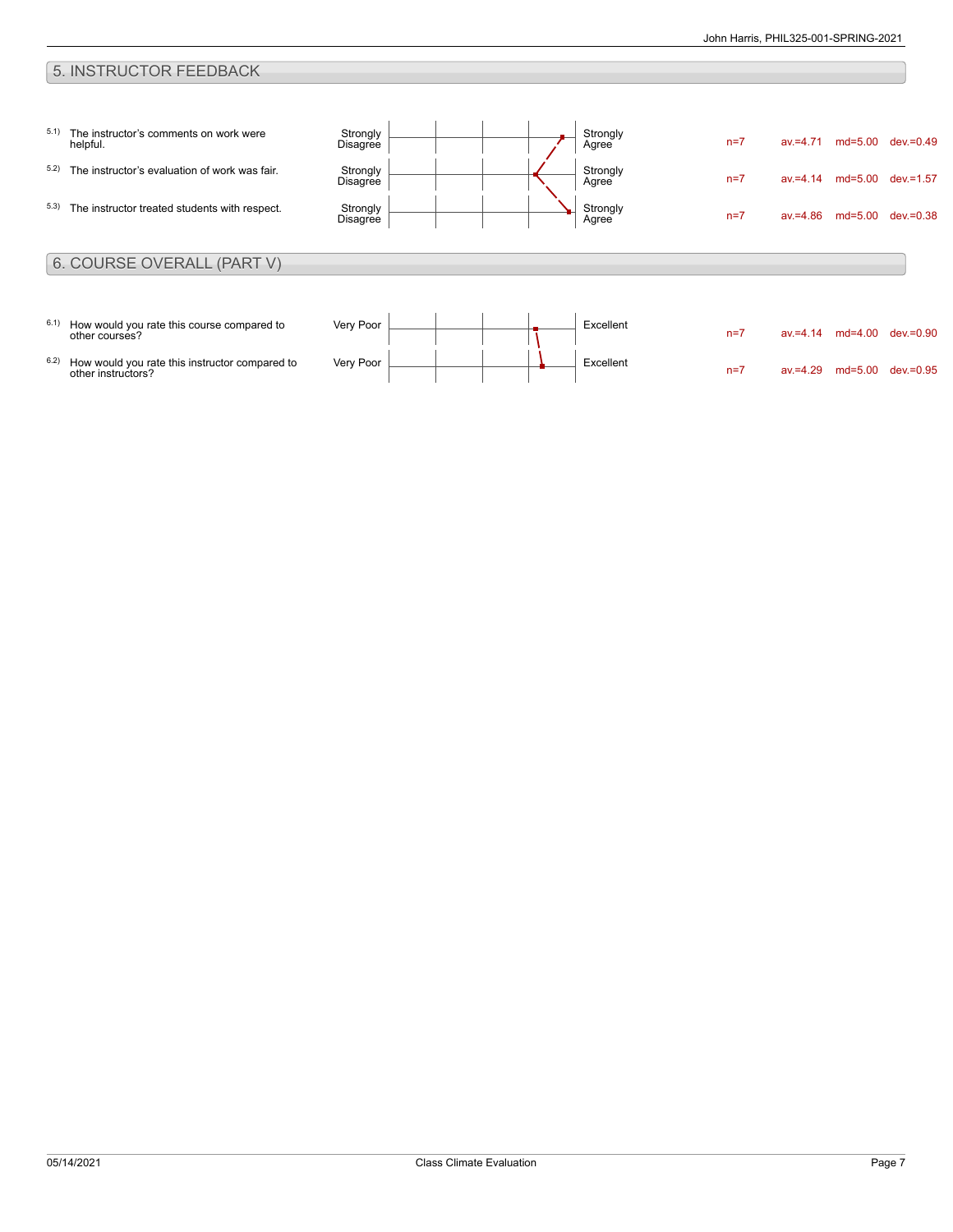## 5. INSTRUCTOR FEEDBACK

| Item | Question | Scale (left) | Scale (right) | n | av. | md | dev. |
|---|---|---|---|---|---|---|---|
| 5.1) | The instructor's comments on work were helpful. | Strongly Disagree | Strongly Agree | n=7 | av.=4.71 | md=5.00 | dev.=0.49 |
| 5.2) | The instructor's evaluation of work was fair. | Strongly Disagree | Strongly Agree | n=7 | av.=4.14 | md=5.00 | dev.=1.57 |
| 5.3) | The instructor treated students with respect. | Strongly Disagree | Strongly Agree | n=7 | av.=4.86 | md=5.00 | dev.=0.38 |

## 6. COURSE OVERALL (PART V)

| Item | Question | Scale (left) | Scale (right) | n | av. | md | dev. |
|---|---|---|---|---|---|---|---|
| 6.1) | How would you rate this course compared to other courses? | Very Poor | Excellent | n=7 | av.=4.14 | md=4.00 | dev.=0.90 |
| 6.2) | How would you rate this instructor compared to other instructors? | Very Poor | Excellent | n=7 | av.=4.29 | md=5.00 | dev.=0.95 |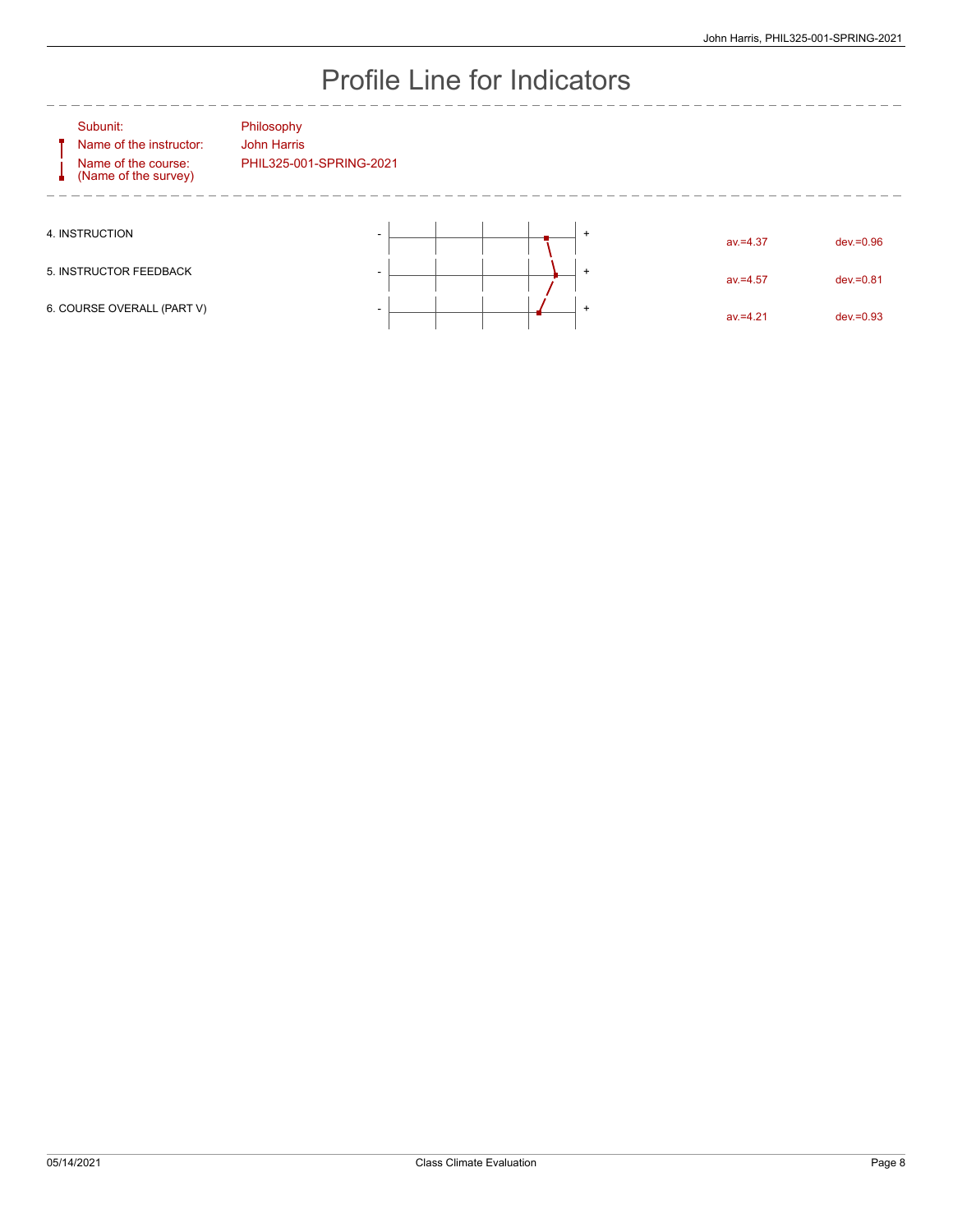# Profile Line for Indicators

| | |
|---|---|
| Subunit: | Philosophy |
| Name of the instructor: | John Harris |
| Name of the course: (Name of the survey) | PHIL325-001-SPRING-2021 |

| Indicator | | | |
|---|---|---|---|
| 4. INSTRUCTION | - + | av.=4.37 | dev.=0.96 |
| 5. INSTRUCTOR FEEDBACK | - + | av.=4.57 | dev.=0.81 |
| 6. COURSE OVERALL (PART V) | - + | av.=4.21 | dev.=0.93 |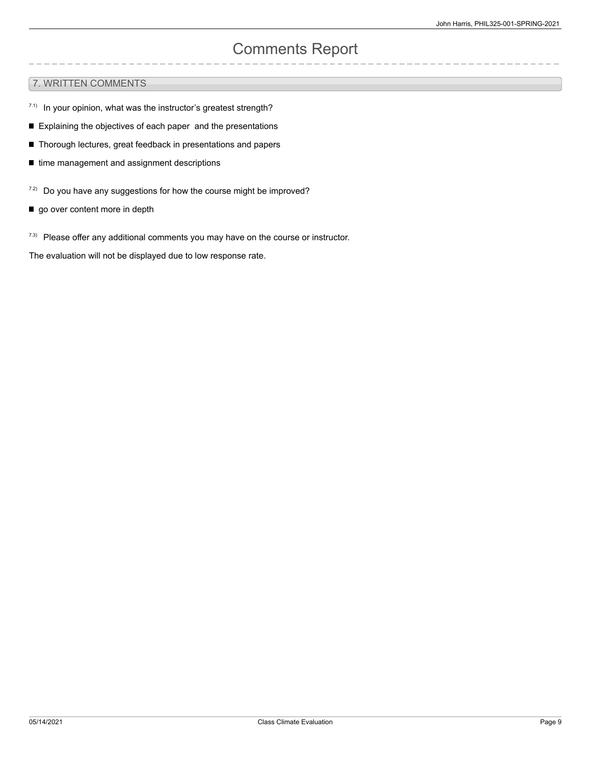# Comments Report

## 7. WRITTEN COMMENTS

7.1) In your opinion, what was the instructor's greatest strength?

- Explaining the objectives of each paper  and the presentations
- Thorough lectures, great feedback in presentations and papers
- time management and assignment descriptions

7.2) Do you have any suggestions for how the course might be improved?

- go over content more in depth

7.3) Please offer any additional comments you may have on the course or instructor.

The evaluation will not be displayed due to low response rate.